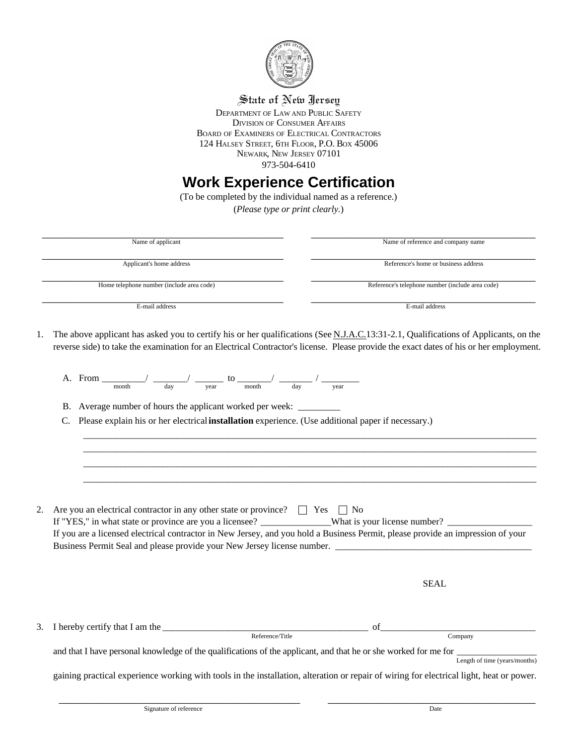State of New Jersey

DEPARTMENT OF LAW AND PUBLIC SAFETY
DIVISION OF CONSUMER AFFAIRS
BOARD OF EXAMINERS OF ELECTRICAL CONTRACTORS
124 HALSEY STREET, 6TH FLOOR, P.O. BOX 45006
NEWARK, NEW JERSEY 07101
973-504-6410

# Work Experience Certification

(To be completed by the individual named as a reference.)
(*Please type or print clearly.*)

| | |
|---|---|
| ______________________________ | ______________________________ |
| Name of applicant | Name of reference and company name |
| ______________________________ | ______________________________ |
| Applicant's home address | Reference's home or business address |
| ______________________________ | ______________________________ |
| Home telephone number (include area code) | Reference's telephone number (include area code) |
| ______________________________ | ______________________________ |
| E-mail address | E-mail address |

1. The above applicant has asked you to certify his or her qualifications (See N.J.A.C.13:31-2.1, Qualifications of Applicants, on the reverse side) to take the examination for an Electrical Contractor's license. Please provide the exact dates of his or her employment.

   A. From _________/ _______/ ______ to _______/ _______ / ________
   month day year month day year

   B. Average number of hours the applicant worked per week: _________

   C. Please explain his or her electrical **installation** experience. (Use additional paper if necessary.)

   ______________________________________________________________________________
   ______________________________________________________________________________
   ______________________________________________________________________________
   ______________________________________________________________________________

2. Are you an electrical contractor in any other state or province? ☐ Yes ☐ No
   If "YES," in what state or province are you a licensee? ______________What is your license number? _________________
   If you are a licensed electrical contractor in New Jersey, and you hold a Business Permit, please provide an impression of your Business Permit Seal and please provide your New Jersey license number. __________________________________________

   SEAL

3. I hereby certify that I am the ____________________________________________ of________________________________
   Reference/Title Company

   and that I have personal knowledge of the qualifications of the applicant, and that he or she worked for me for _________________
   Length of time (years/months)

   gaining practical experience working with tools in the installation, alteration or repair of wiring for electrical light, heat or power.

| | |
|---|---|
| ______________________________ | ______________________________ |
| Signature of reference | Date |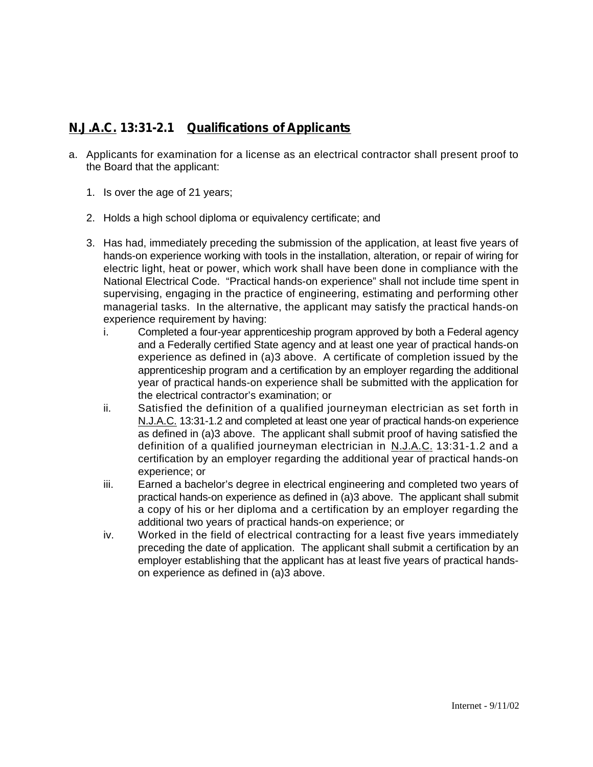## N.J.A.C. 13:31-2.1 Qualifications of Applicants

a. Applicants for examination for a license as an electrical contractor shall present proof to the Board that the applicant:

1. Is over the age of 21 years;

2. Holds a high school diploma or equivalency certificate; and

3. Has had, immediately preceding the submission of the application, at least five years of hands-on experience working with tools in the installation, alteration, or repair of wiring for electric light, heat or power, which work shall have been done in compliance with the National Electrical Code. "Practical hands-on experience" shall not include time spent in supervising, engaging in the practice of engineering, estimating and performing other managerial tasks. In the alternative, the applicant may satisfy the practical hands-on experience requirement by having:
   i. Completed a four-year apprenticeship program approved by both a Federal agency and a Federally certified State agency and at least one year of practical hands-on experience as defined in (a)3 above. A certificate of completion issued by the apprenticeship program and a certification by an employer regarding the additional year of practical hands-on experience shall be submitted with the application for the electrical contractor's examination; or
   ii. Satisfied the definition of a qualified journeyman electrician as set forth in N.J.A.C. 13:31-1.2 and completed at least one year of practical hands-on experience as defined in (a)3 above. The applicant shall submit proof of having satisfied the definition of a qualified journeyman electrician in N.J.A.C. 13:31-1.2 and a certification by an employer regarding the additional year of practical hands-on experience; or
   iii. Earned a bachelor's degree in electrical engineering and completed two years of practical hands-on experience as defined in (a)3 above. The applicant shall submit a copy of his or her diploma and a certification by an employer regarding the additional two years of practical hands-on experience; or
   iv. Worked in the field of electrical contracting for a least five years immediately preceding the date of application. The applicant shall submit a certification by an employer establishing that the applicant has at least five years of practical hands-on experience as defined in (a)3 above.

Internet - 9/11/02